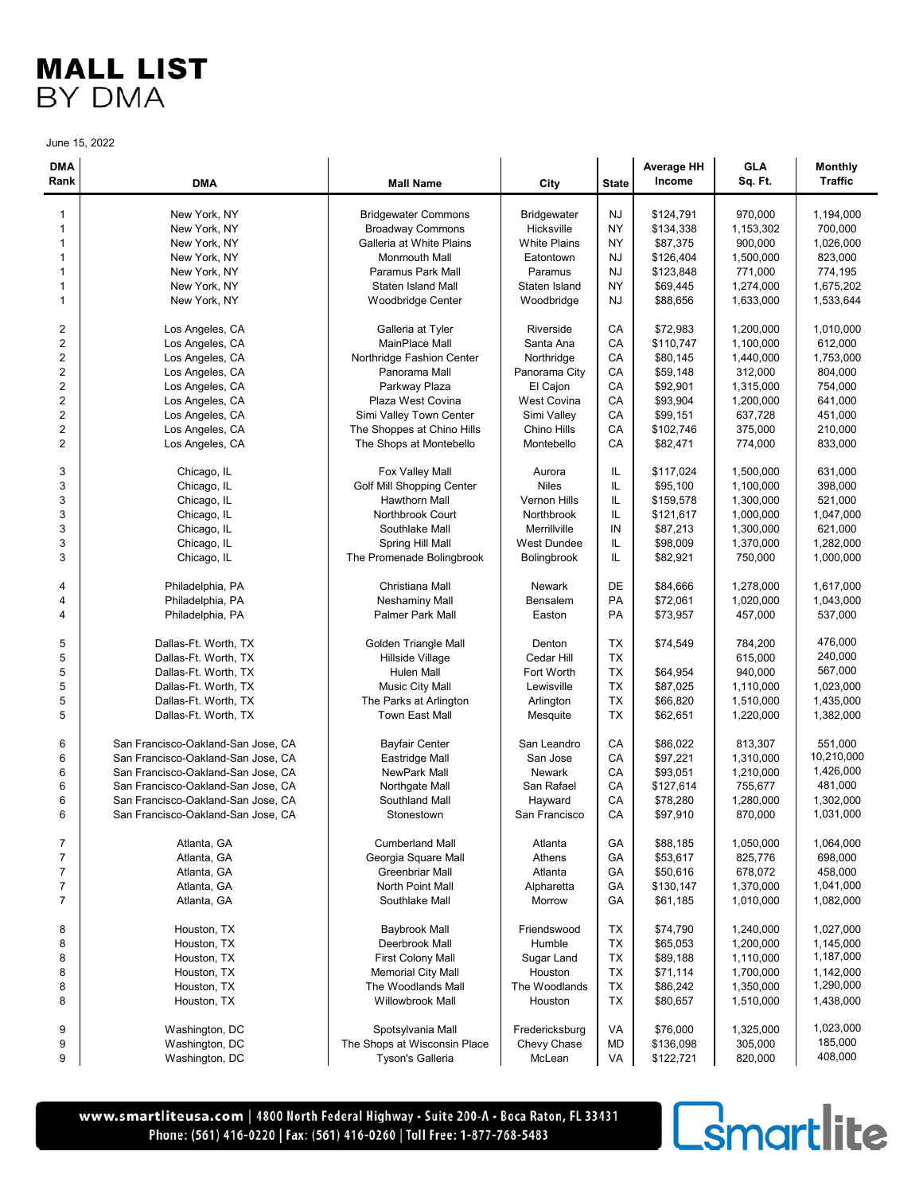# MALL LIST
BY DMA

June 15, 2022

| DMA Rank | DMA | Mall Name | City | State | Average HH Income | GLA Sq. Ft. | Monthly Traffic |
|---|---|---|---|---|---|---|---|
| 1 | New York, NY | Bridgewater Commons | Bridgewater | NJ | $124,791 | 970,000 | 1,194,000 |
| 1 | New York, NY | Broadway Commons | Hicksville | NY | $134,338 | 1,153,302 | 700,000 |
| 1 | New York, NY | Galleria at White Plains | White Plains | NY | $87,375 | 900,000 | 1,026,000 |
| 1 | New York, NY | Monmouth Mall | Eatontown | NJ | $126,404 | 1,500,000 | 823,000 |
| 1 | New York, NY | Paramus Park Mall | Paramus | NJ | $123,848 | 771,000 | 774,195 |
| 1 | New York, NY | Staten Island Mall | Staten Island | NY | $69,445 | 1,274,000 | 1,675,202 |
| 1 | New York, NY | Woodbridge Center | Woodbridge | NJ | $88,656 | 1,633,000 | 1,533,644 |
| 2 | Los Angeles, CA | Galleria at Tyler | Riverside | CA | $72,983 | 1,200,000 | 1,010,000 |
| 2 | Los Angeles, CA | MainPlace Mall | Santa Ana | CA | $110,747 | 1,100,000 | 612,000 |
| 2 | Los Angeles, CA | Northridge Fashion Center | Northridge | CA | $80,145 | 1,440,000 | 1,753,000 |
| 2 | Los Angeles, CA | Panorama Mall | Panorama City | CA | $59,148 | 312,000 | 804,000 |
| 2 | Los Angeles, CA | Parkway Plaza | El Cajon | CA | $92,901 | 1,315,000 | 754,000 |
| 2 | Los Angeles, CA | Plaza West Covina | West Covina | CA | $93,904 | 1,200,000 | 641,000 |
| 2 | Los Angeles, CA | Simi Valley Town Center | Simi Valley | CA | $99,151 | 637,728 | 451,000 |
| 2 | Los Angeles, CA | The Shoppes at Chino Hills | Chino Hills | CA | $102,746 | 375,000 | 210,000 |
| 2 | Los Angeles, CA | The Shops at Montebello | Montebello | CA | $82,471 | 774,000 | 833,000 |
| 3 | Chicago, IL | Fox Valley Mall | Aurora | IL | $117,024 | 1,500,000 | 631,000 |
| 3 | Chicago, IL | Golf Mill Shopping Center | Niles | IL | $95,100 | 1,100,000 | 398,000 |
| 3 | Chicago, IL | Hawthorn Mall | Vernon Hills | IL | $159,578 | 1,300,000 | 521,000 |
| 3 | Chicago, IL | Northbrook Court | Northbrook | IL | $121,617 | 1,000,000 | 1,047,000 |
| 3 | Chicago, IL | Southlake Mall | Merrillville | IN | $87,213 | 1,300,000 | 621,000 |
| 3 | Chicago, IL | Spring Hill Mall | West Dundee | IL | $98,009 | 1,370,000 | 1,282,000 |
| 3 | Chicago, IL | The Promenade Bolingbrook | Bolingbrook | IL | $82,921 | 750,000 | 1,000,000 |
| 4 | Philadelphia, PA | Christiana Mall | Newark | DE | $84,666 | 1,278,000 | 1,617,000 |
| 4 | Philadelphia, PA | Neshaminy Mall | Bensalem | PA | $72,061 | 1,020,000 | 1,043,000 |
| 4 | Philadelphia, PA | Palmer Park Mall | Easton | PA | $73,957 | 457,000 | 537,000 |
| 5 | Dallas-Ft. Worth, TX | Golden Triangle Mall | Denton | TX | $74,549 | 784,200 | 476,000 |
| 5 | Dallas-Ft. Worth, TX | Hillside Village | Cedar Hill | TX | | 615,000 | 240,000 |
| 5 | Dallas-Ft. Worth, TX | Hulen Mall | Fort Worth | TX | $64,954 | 940,000 | 567,000 |
| 5 | Dallas-Ft. Worth, TX | Music City Mall | Lewisville | TX | $87,025 | 1,110,000 | 1,023,000 |
| 5 | Dallas-Ft. Worth, TX | The Parks at Arlington | Arlington | TX | $66,820 | 1,510,000 | 1,435,000 |
| 5 | Dallas-Ft. Worth, TX | Town East Mall | Mesquite | TX | $62,651 | 1,220,000 | 1,382,000 |
| 6 | San Francisco-Oakland-San Jose, CA | Bayfair Center | San Leandro | CA | $86,022 | 813,307 | 551,000 |
| 6 | San Francisco-Oakland-San Jose, CA | Eastridge Mall | San Jose | CA | $97,221 | 1,310,000 | 10,210,000 |
| 6 | San Francisco-Oakland-San Jose, CA | NewPark Mall | Newark | CA | $93,051 | 1,210,000 | 1,426,000 |
| 6 | San Francisco-Oakland-San Jose, CA | Northgate Mall | San Rafael | CA | $127,614 | 755,677 | 481,000 |
| 6 | San Francisco-Oakland-San Jose, CA | Southland Mall | Hayward | CA | $78,280 | 1,280,000 | 1,302,000 |
| 6 | San Francisco-Oakland-San Jose, CA | Stonestown | San Francisco | CA | $97,910 | 870,000 | 1,031,000 |
| 7 | Atlanta, GA | Cumberland Mall | Atlanta | GA | $88,185 | 1,050,000 | 1,064,000 |
| 7 | Atlanta, GA | Georgia Square Mall | Athens | GA | $53,617 | 825,776 | 698,000 |
| 7 | Atlanta, GA | Greenbriar Mall | Atlanta | GA | $50,616 | 678,072 | 458,000 |
| 7 | Atlanta, GA | North Point Mall | Alpharetta | GA | $130,147 | 1,370,000 | 1,041,000 |
| 7 | Atlanta, GA | Southlake Mall | Morrow | GA | $61,185 | 1,010,000 | 1,082,000 |
| 8 | Houston, TX | Baybrook Mall | Friendswood | TX | $74,790 | 1,240,000 | 1,027,000 |
| 8 | Houston, TX | Deerbrook Mall | Humble | TX | $65,053 | 1,200,000 | 1,145,000 |
| 8 | Houston, TX | First Colony Mall | Sugar Land | TX | $89,188 | 1,110,000 | 1,187,000 |
| 8 | Houston, TX | Memorial City Mall | Houston | TX | $71,114 | 1,700,000 | 1,142,000 |
| 8 | Houston, TX | The Woodlands Mall | The Woodlands | TX | $86,242 | 1,350,000 | 1,290,000 |
| 8 | Houston, TX | Willowbrook Mall | Houston | TX | $80,657 | 1,510,000 | 1,438,000 |
| 9 | Washington, DC | Spotsylvania Mall | Fredericksburg | VA | $76,000 | 1,325,000 | 1,023,000 |
| 9 | Washington, DC | The Shops at Wisconsin Place | Chevy Chase | MD | $136,098 | 305,000 | 185,000 |
| 9 | Washington, DC | Tyson's Galleria | McLean | VA | $122,721 | 820,000 | 408,000 |

www.smartliteusa.com | 4800 North Federal Highway • Suite 200-A • Boca Raton, FL 33431
Phone: (561) 416-0220 | Fax: (561) 416-0260 | Toll Free: 1-877-768-5483

smartlite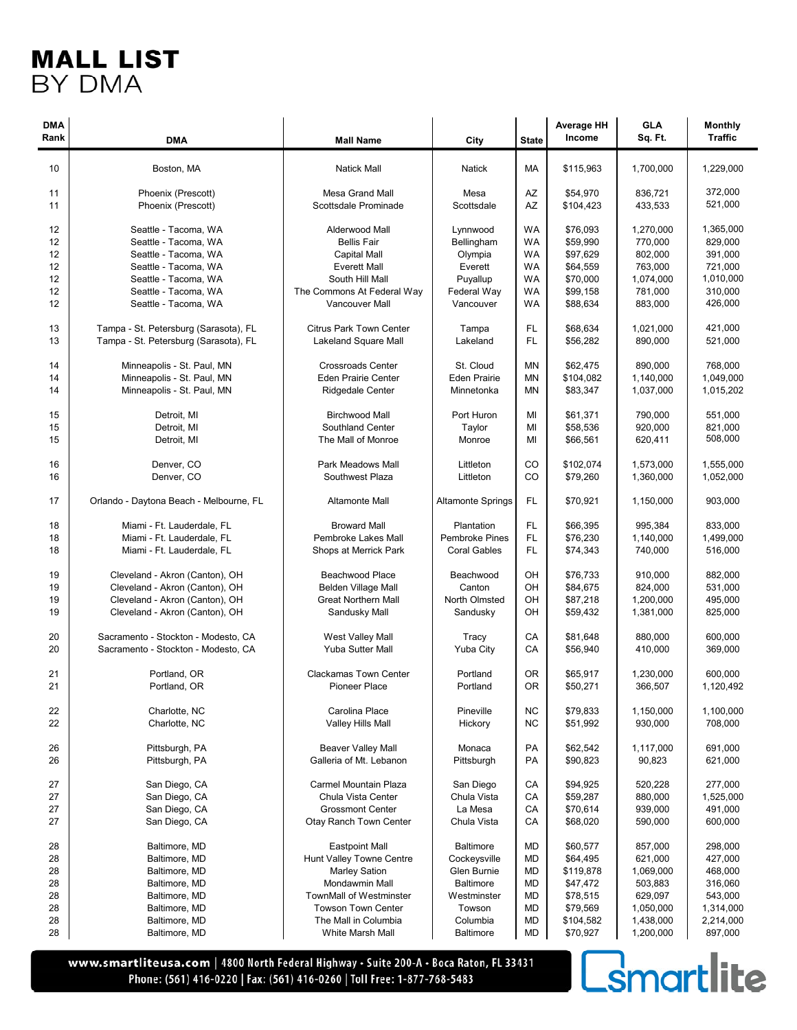# MALL LIST
BY DMA

| DMA Rank | DMA | Mall Name | City | State | Average HH Income | GLA Sq. Ft. | Monthly Traffic |
|---|---|---|---|---|---|---|---|
| 10 | Boston, MA | Natick Mall | Natick | MA | $115,963 | 1,700,000 | 1,229,000 |
| 11 | Phoenix (Prescott) | Mesa Grand Mall | Mesa | AZ | $54,970 | 836,721 | 372,000 |
| 11 | Phoenix (Prescott) | Scottsdale Prominade | Scottsdale | AZ | $104,423 | 433,533 | 521,000 |
| 12 | Seattle - Tacoma, WA | Alderwood Mall | Lynnwood | WA | $76,093 | 1,270,000 | 1,365,000 |
| 12 | Seattle - Tacoma, WA | Bellis Fair | Bellingham | WA | $59,990 | 770,000 | 829,000 |
| 12 | Seattle - Tacoma, WA | Capital Mall | Olympia | WA | $97,629 | 802,000 | 391,000 |
| 12 | Seattle - Tacoma, WA | Everett Mall | Everett | WA | $64,559 | 763,000 | 721,000 |
| 12 | Seattle - Tacoma, WA | South Hill Mall | Puyallup | WA | $70,000 | 1,074,000 | 1,010,000 |
| 12 | Seattle - Tacoma, WA | The Commons At Federal Way | Federal Way | WA | $99,158 | 781,000 | 310,000 |
| 12 | Seattle - Tacoma, WA | Vancouver Mall | Vancouver | WA | $88,634 | 883,000 | 426,000 |
| 13 | Tampa - St. Petersburg (Sarasota), FL | Citrus Park Town Center | Tampa | FL | $68,634 | 1,021,000 | 421,000 |
| 13 | Tampa - St. Petersburg (Sarasota), FL | Lakeland Square Mall | Lakeland | FL | $56,282 | 890,000 | 521,000 |
| 14 | Minneapolis - St. Paul, MN | Crossroads Center | St. Cloud | MN | $62,475 | 890,000 | 768,000 |
| 14 | Minneapolis - St. Paul, MN | Eden Prairie Center | Eden Prairie | MN | $104,082 | 1,140,000 | 1,049,000 |
| 14 | Minneapolis - St. Paul, MN | Ridgedale Center | Minnetonka | MN | $83,347 | 1,037,000 | 1,015,202 |
| 15 | Detroit, MI | Birchwood Mall | Port Huron | MI | $61,371 | 790,000 | 551,000 |
| 15 | Detroit, MI | Southland Center | Taylor | MI | $58,536 | 920,000 | 821,000 |
| 15 | Detroit, MI | The Mall of Monroe | Monroe | MI | $66,561 | 620,411 | 508,000 |
| 16 | Denver, CO | Park Meadows Mall | Littleton | CO | $102,074 | 1,573,000 | 1,555,000 |
| 16 | Denver, CO | Southwest Plaza | Littleton | CO | $79,260 | 1,360,000 | 1,052,000 |
| 17 | Orlando - Daytona Beach - Melbourne, FL | Altamonte Mall | Altamonte Springs | FL | $70,921 | 1,150,000 | 903,000 |
| 18 | Miami - Ft. Lauderdale, FL | Broward Mall | Plantation | FL | $66,395 | 995,384 | 833,000 |
| 18 | Miami - Ft. Lauderdale, FL | Pembroke Lakes Mall | Pembroke Pines | FL | $76,230 | 1,140,000 | 1,499,000 |
| 18 | Miami - Ft. Lauderdale, FL | Shops at Merrick Park | Coral Gables | FL | $74,343 | 740,000 | 516,000 |
| 19 | Cleveland - Akron (Canton), OH | Beachwood Place | Beachwood | OH | $76,733 | 910,000 | 882,000 |
| 19 | Cleveland - Akron (Canton), OH | Belden Village Mall | Canton | OH | $84,675 | 824,000 | 531,000 |
| 19 | Cleveland - Akron (Canton), OH | Great Northern Mall | North Olmsted | OH | $87,218 | 1,200,000 | 495,000 |
| 19 | Cleveland - Akron (Canton), OH | Sandusky Mall | Sandusky | OH | $59,432 | 1,381,000 | 825,000 |
| 20 | Sacramento - Stockton - Modesto, CA | West Valley Mall | Tracy | CA | $81,648 | 880,000 | 600,000 |
| 20 | Sacramento - Stockton - Modesto, CA | Yuba Sutter Mall | Yuba City | CA | $56,940 | 410,000 | 369,000 |
| 21 | Portland, OR | Clackamas Town Center | Portland | OR | $65,917 | 1,230,000 | 600,000 |
| 21 | Portland, OR | Pioneer Place | Portland | OR | $50,271 | 366,507 | 1,120,492 |
| 22 | Charlotte, NC | Carolina Place | Pineville | NC | $79,833 | 1,150,000 | 1,100,000 |
| 22 | Charlotte, NC | Valley Hills Mall | Hickory | NC | $51,992 | 930,000 | 708,000 |
| 26 | Pittsburgh, PA | Beaver Valley Mall | Monaca | PA | $62,542 | 1,117,000 | 691,000 |
| 26 | Pittsburgh, PA | Galleria of Mt. Lebanon | Pittsburgh | PA | $90,823 | 90,823 | 621,000 |
| 27 | San Diego, CA | Carmel Mountain Plaza | San Diego | CA | $94,925 | 520,228 | 277,000 |
| 27 | San Diego, CA | Chula Vista Center | Chula Vista | CA | $59,287 | 880,000 | 1,525,000 |
| 27 | San Diego, CA | Grossmont Center | La Mesa | CA | $70,614 | 939,000 | 491,000 |
| 27 | San Diego, CA | Otay Ranch Town Center | Chula Vista | CA | $68,020 | 590,000 | 600,000 |
| 28 | Baltimore, MD | Eastpoint Mall | Baltimore | MD | $60,577 | 857,000 | 298,000 |
| 28 | Baltimore, MD | Hunt Valley Towne Centre | Cockeysville | MD | $64,495 | 621,000 | 427,000 |
| 28 | Baltimore, MD | Marley Sation | Glen Burnie | MD | $119,878 | 1,069,000 | 468,000 |
| 28 | Baltimore, MD | Mondawmin Mall | Baltimore | MD | $47,472 | 503,883 | 316,060 |
| 28 | Baltimore, MD | TownMall of Westminster | Westminster | MD | $78,515 | 629,097 | 543,000 |
| 28 | Baltimore, MD | Towson Town Center | Towson | MD | $79,569 | 1,050,000 | 1,314,000 |
| 28 | Baltimore, MD | The Mall in Columbia | Columbia | MD | $104,582 | 1,438,000 | 2,214,000 |
| 28 | Baltimore, MD | White Marsh Mall | Baltimore | MD | $70,927 | 1,200,000 | 897,000 |

www.smartliteusa.com | 4800 North Federal Highway • Suite 200-A • Boca Raton, FL 33431
Phone: (561) 416-0220 | Fax: (561) 416-0260 | Toll Free: 1-877-768-5483

smartlite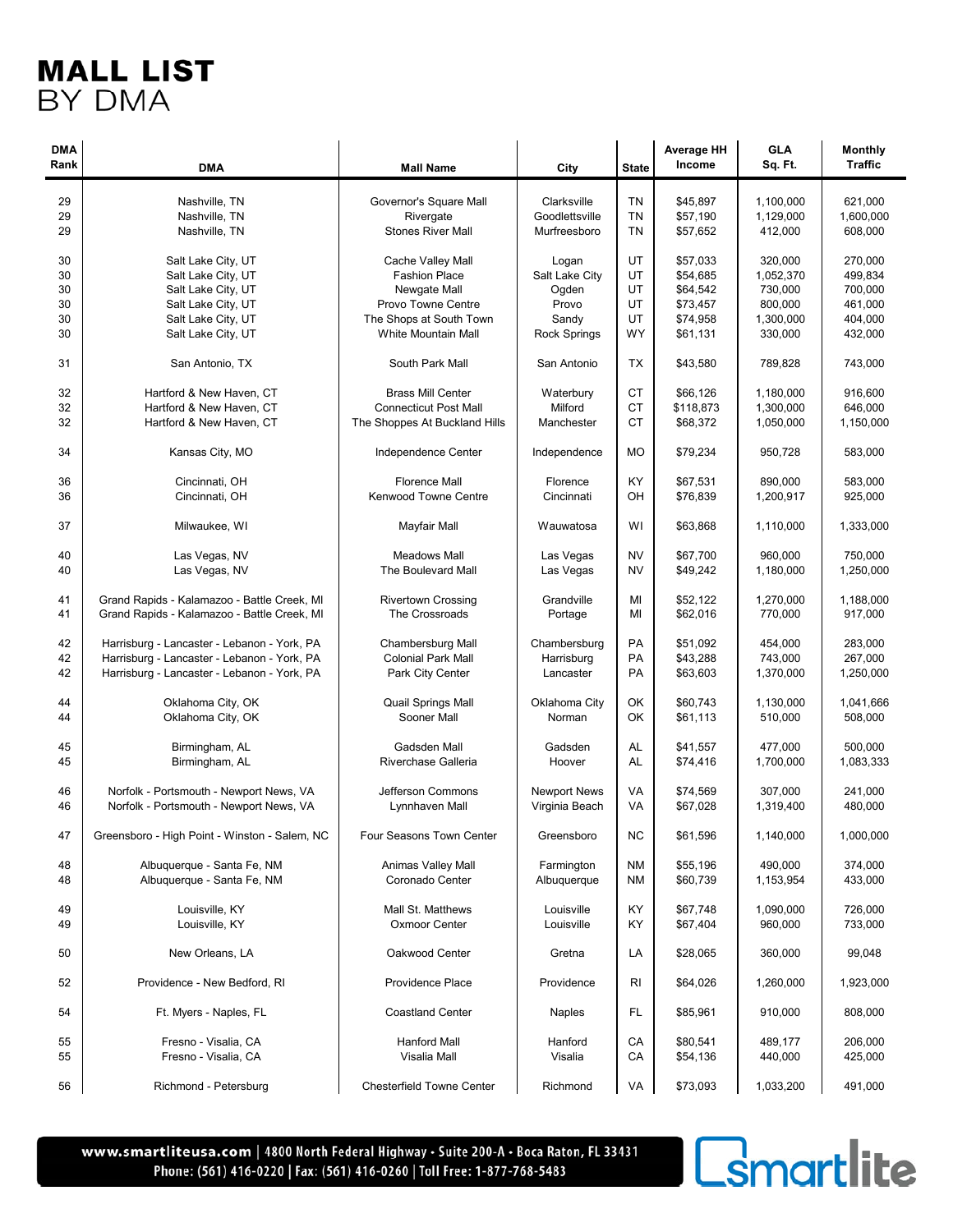# MALL LIST
BY DMA

| DMA Rank | DMA | Mall Name | City | State | Average HH Income | GLA Sq. Ft. | Monthly Traffic |
|---|---|---|---|---|---|---|---|
| 29 | Nashville, TN | Governor's Square Mall | Clarksville | TN | $45,897 | 1,100,000 | 621,000 |
| 29 | Nashville, TN | Rivergate | Goodlettsville | TN | $57,190 | 1,129,000 | 1,600,000 |
| 29 | Nashville, TN | Stones River Mall | Murfreesboro | TN | $57,652 | 412,000 | 608,000 |
| 30 | Salt Lake City, UT | Cache Valley Mall | Logan | UT | $57,033 | 320,000 | 270,000 |
| 30 | Salt Lake City, UT | Fashion Place | Salt Lake City | UT | $54,685 | 1,052,370 | 499,834 |
| 30 | Salt Lake City, UT | Newgate Mall | Ogden | UT | $64,542 | 730,000 | 700,000 |
| 30 | Salt Lake City, UT | Provo Towne Centre | Provo | UT | $73,457 | 800,000 | 461,000 |
| 30 | Salt Lake City, UT | The Shops at South Town | Sandy | UT | $74,958 | 1,300,000 | 404,000 |
| 30 | Salt Lake City, UT | White Mountain Mall | Rock Springs | WY | $61,131 | 330,000 | 432,000 |
| 31 | San Antonio, TX | South Park Mall | San Antonio | TX | $43,580 | 789,828 | 743,000 |
| 32 | Hartford & New Haven, CT | Brass Mill Center | Waterbury | CT | $66,126 | 1,180,000 | 916,600 |
| 32 | Hartford & New Haven, CT | Connecticut Post Mall | Milford | CT | $118,873 | 1,300,000 | 646,000 |
| 32 | Hartford & New Haven, CT | The Shoppes At Buckland Hills | Manchester | CT | $68,372 | 1,050,000 | 1,150,000 |
| 34 | Kansas City, MO | Independence Center | Independence | MO | $79,234 | 950,728 | 583,000 |
| 36 | Cincinnati, OH | Florence Mall | Florence | KY | $67,531 | 890,000 | 583,000 |
| 36 | Cincinnati, OH | Kenwood Towne Centre | Cincinnati | OH | $76,839 | 1,200,917 | 925,000 |
| 37 | Milwaukee, WI | Mayfair Mall | Wauwatosa | WI | $63,868 | 1,110,000 | 1,333,000 |
| 40 | Las Vegas, NV | Meadows Mall | Las Vegas | NV | $67,700 | 960,000 | 750,000 |
| 40 | Las Vegas, NV | The Boulevard Mall | Las Vegas | NV | $49,242 | 1,180,000 | 1,250,000 |
| 41 | Grand Rapids - Kalamazoo - Battle Creek, MI | Rivertown Crossing | Grandville | MI | $52,122 | 1,270,000 | 1,188,000 |
| 41 | Grand Rapids - Kalamazoo - Battle Creek, MI | The Crossroads | Portage | MI | $62,016 | 770,000 | 917,000 |
| 42 | Harrisburg - Lancaster - Lebanon - York, PA | Chambersburg Mall | Chambersburg | PA | $51,092 | 454,000 | 283,000 |
| 42 | Harrisburg - Lancaster - Lebanon - York, PA | Colonial Park Mall | Harrisburg | PA | $43,288 | 743,000 | 267,000 |
| 42 | Harrisburg - Lancaster - Lebanon - York, PA | Park City Center | Lancaster | PA | $63,603 | 1,370,000 | 1,250,000 |
| 44 | Oklahoma City, OK | Quail Springs Mall | Oklahoma City | OK | $60,743 | 1,130,000 | 1,041,666 |
| 44 | Oklahoma City, OK | Sooner Mall | Norman | OK | $61,113 | 510,000 | 508,000 |
| 45 | Birmingham, AL | Gadsden Mall | Gadsden | AL | $41,557 | 477,000 | 500,000 |
| 45 | Birmingham, AL | Riverchase Galleria | Hoover | AL | $74,416 | 1,700,000 | 1,083,333 |
| 46 | Norfolk - Portsmouth - Newport News, VA | Jefferson Commons | Newport News | VA | $74,569 | 307,000 | 241,000 |
| 46 | Norfolk - Portsmouth - Newport News, VA | Lynnhaven Mall | Virginia Beach | VA | $67,028 | 1,319,400 | 480,000 |
| 47 | Greensboro - High Point - Winston - Salem, NC | Four Seasons Town Center | Greensboro | NC | $61,596 | 1,140,000 | 1,000,000 |
| 48 | Albuquerque - Santa Fe, NM | Animas Valley Mall | Farmington | NM | $55,196 | 490,000 | 374,000 |
| 48 | Albuquerque - Santa Fe, NM | Coronado Center | Albuquerque | NM | $60,739 | 1,153,954 | 433,000 |
| 49 | Louisville, KY | Mall St. Matthews | Louisville | KY | $67,748 | 1,090,000 | 726,000 |
| 49 | Louisville, KY | Oxmoor Center | Louisville | KY | $67,404 | 960,000 | 733,000 |
| 50 | New Orleans, LA | Oakwood Center | Gretna | LA | $28,065 | 360,000 | 99,048 |
| 52 | Providence - New Bedford, RI | Providence Place | Providence | RI | $64,026 | 1,260,000 | 1,923,000 |
| 54 | Ft. Myers - Naples, FL | Coastland Center | Naples | FL | $85,961 | 910,000 | 808,000 |
| 55 | Fresno - Visalia, CA | Hanford Mall | Hanford | CA | $80,541 | 489,177 | 206,000 |
| 55 | Fresno - Visalia, CA | Visalia Mall | Visalia | CA | $54,136 | 440,000 | 425,000 |
| 56 | Richmond - Petersburg | Chesterfield Towne Center | Richmond | VA | $73,093 | 1,033,200 | 491,000 |

www.smartliteusa.com | 4800 North Federal Highway • Suite 200-A • Boca Raton, FL 33431
Phone: (561) 416-0220 | Fax: (561) 416-0260 | Toll Free: 1-877-768-5483

smartlite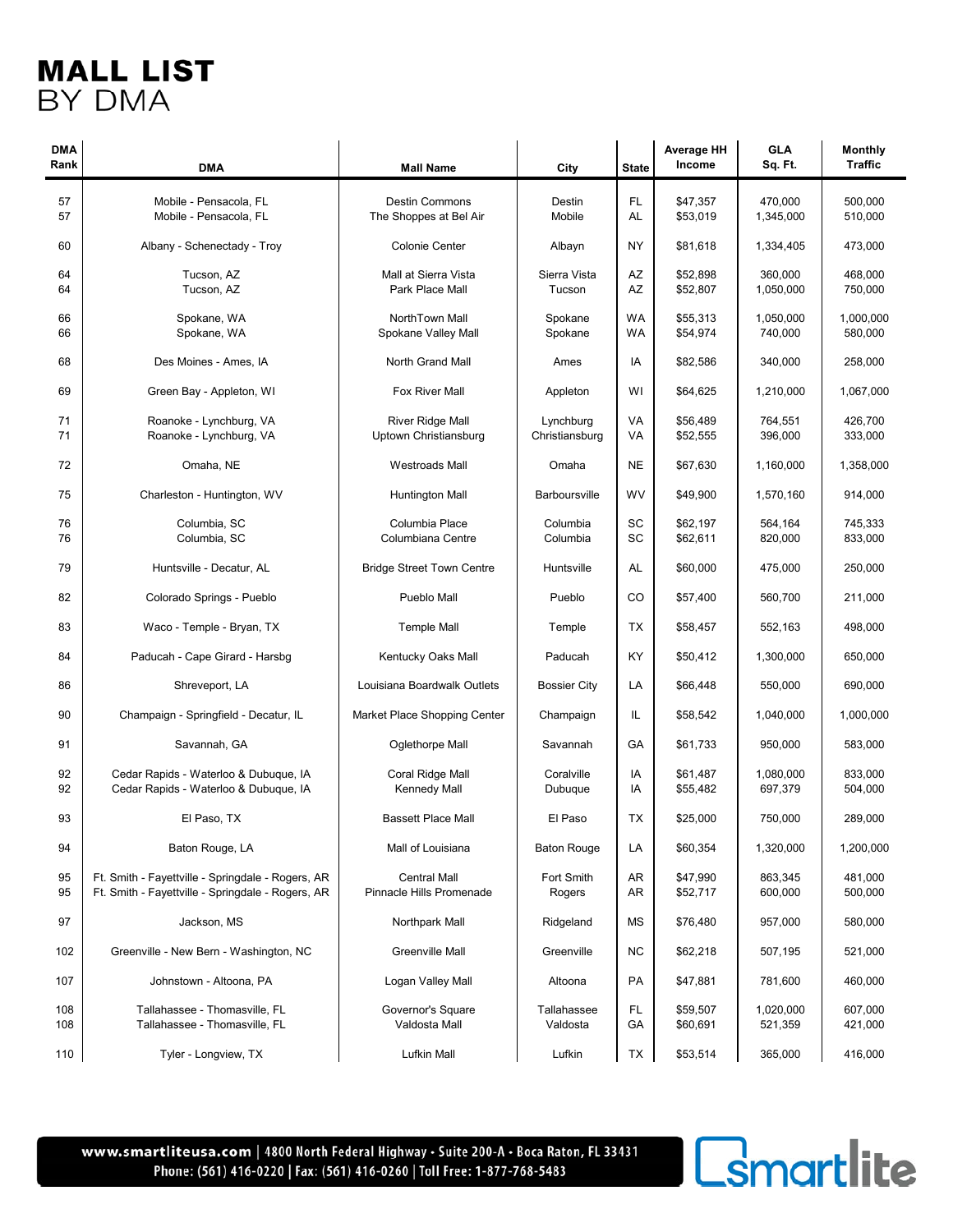# MALL LIST
BY DMA

| DMA Rank | DMA | Mall Name | City | State | Average HH Income | GLA Sq. Ft. | Monthly Traffic |
|---|---|---|---|---|---|---|---|
| 57 | Mobile - Pensacola, FL | Destin Commons | Destin | FL | $47,357 | 470,000 | 500,000 |
| 57 | Mobile - Pensacola, FL | The Shoppes at Bel Air | Mobile | AL | $53,019 | 1,345,000 | 510,000 |
| 60 | Albany - Schenectady - Troy | Colonie Center | Albayn | NY | $81,618 | 1,334,405 | 473,000 |
| 64 | Tucson, AZ | Mall at Sierra Vista | Sierra Vista | AZ | $52,898 | 360,000 | 468,000 |
| 64 | Tucson, AZ | Park Place Mall | Tucson | AZ | $52,807 | 1,050,000 | 750,000 |
| 66 | Spokane, WA | NorthTown Mall | Spokane | WA | $55,313 | 1,050,000 | 1,000,000 |
| 66 | Spokane, WA | Spokane Valley Mall | Spokane | WA | $54,974 | 740,000 | 580,000 |
| 68 | Des Moines - Ames, IA | North Grand Mall | Ames | IA | $82,586 | 340,000 | 258,000 |
| 69 | Green Bay - Appleton, WI | Fox River Mall | Appleton | WI | $64,625 | 1,210,000 | 1,067,000 |
| 71 | Roanoke - Lynchburg, VA | River Ridge Mall | Lynchburg | VA | $56,489 | 764,551 | 426,700 |
| 71 | Roanoke - Lynchburg, VA | Uptown Christiansburg | Christiansburg | VA | $52,555 | 396,000 | 333,000 |
| 72 | Omaha, NE | Westroads Mall | Omaha | NE | $67,630 | 1,160,000 | 1,358,000 |
| 75 | Charleston - Huntington, WV | Huntington Mall | Barboursville | WV | $49,900 | 1,570,160 | 914,000 |
| 76 | Columbia, SC | Columbia Place | Columbia | SC | $62,197 | 564,164 | 745,333 |
| 76 | Columbia, SC | Columbiana Centre | Columbia | SC | $62,611 | 820,000 | 833,000 |
| 79 | Huntsville - Decatur, AL | Bridge Street Town Centre | Huntsville | AL | $60,000 | 475,000 | 250,000 |
| 82 | Colorado Springs - Pueblo | Pueblo Mall | Pueblo | CO | $57,400 | 560,700 | 211,000 |
| 83 | Waco - Temple - Bryan, TX | Temple Mall | Temple | TX | $58,457 | 552,163 | 498,000 |
| 84 | Paducah - Cape Girard - Harsbg | Kentucky Oaks Mall | Paducah | KY | $50,412 | 1,300,000 | 650,000 |
| 86 | Shreveport, LA | Louisiana Boardwalk Outlets | Bossier City | LA | $66,448 | 550,000 | 690,000 |
| 90 | Champaign - Springfield - Decatur, IL | Market Place Shopping Center | Champaign | IL | $58,542 | 1,040,000 | 1,000,000 |
| 91 | Savannah, GA | Oglethorpe Mall | Savannah | GA | $61,733 | 950,000 | 583,000 |
| 92 | Cedar Rapids - Waterloo & Dubuque, IA | Coral Ridge Mall | Coralville | IA | $61,487 | 1,080,000 | 833,000 |
| 92 | Cedar Rapids - Waterloo & Dubuque, IA | Kennedy Mall | Dubuque | IA | $55,482 | 697,379 | 504,000 |
| 93 | El Paso, TX | Bassett Place Mall | El Paso | TX | $25,000 | 750,000 | 289,000 |
| 94 | Baton Rouge, LA | Mall of Louisiana | Baton Rouge | LA | $60,354 | 1,320,000 | 1,200,000 |
| 95 | Ft. Smith - Fayettville - Springdale - Rogers, AR | Central Mall | Fort Smith | AR | $47,990 | 863,345 | 481,000 |
| 95 | Ft. Smith - Fayettville - Springdale - Rogers, AR | Pinnacle Hills Promenade | Rogers | AR | $52,717 | 600,000 | 500,000 |
| 97 | Jackson, MS | Northpark Mall | Ridgeland | MS | $76,480 | 957,000 | 580,000 |
| 102 | Greenville - New Bern - Washington, NC | Greenville Mall | Greenville | NC | $62,218 | 507,195 | 521,000 |
| 107 | Johnstown - Altoona, PA | Logan Valley Mall | Altoona | PA | $47,881 | 781,600 | 460,000 |
| 108 | Tallahassee - Thomasville, FL | Governor's Square | Tallahassee | FL | $59,507 | 1,020,000 | 607,000 |
| 108 | Tallahassee - Thomasville, FL | Valdosta Mall | Valdosta | GA | $60,691 | 521,359 | 421,000 |
| 110 | Tyler - Longview, TX | Lufkin Mall | Lufkin | TX | $53,514 | 365,000 | 416,000 |

www.smartliteusa.com | 4800 North Federal Highway • Suite 200-A • Boca Raton, FL 33431
Phone: (561) 416-0220 | Fax: (561) 416-0260 | Toll Free: 1-877-768-5483

smartlite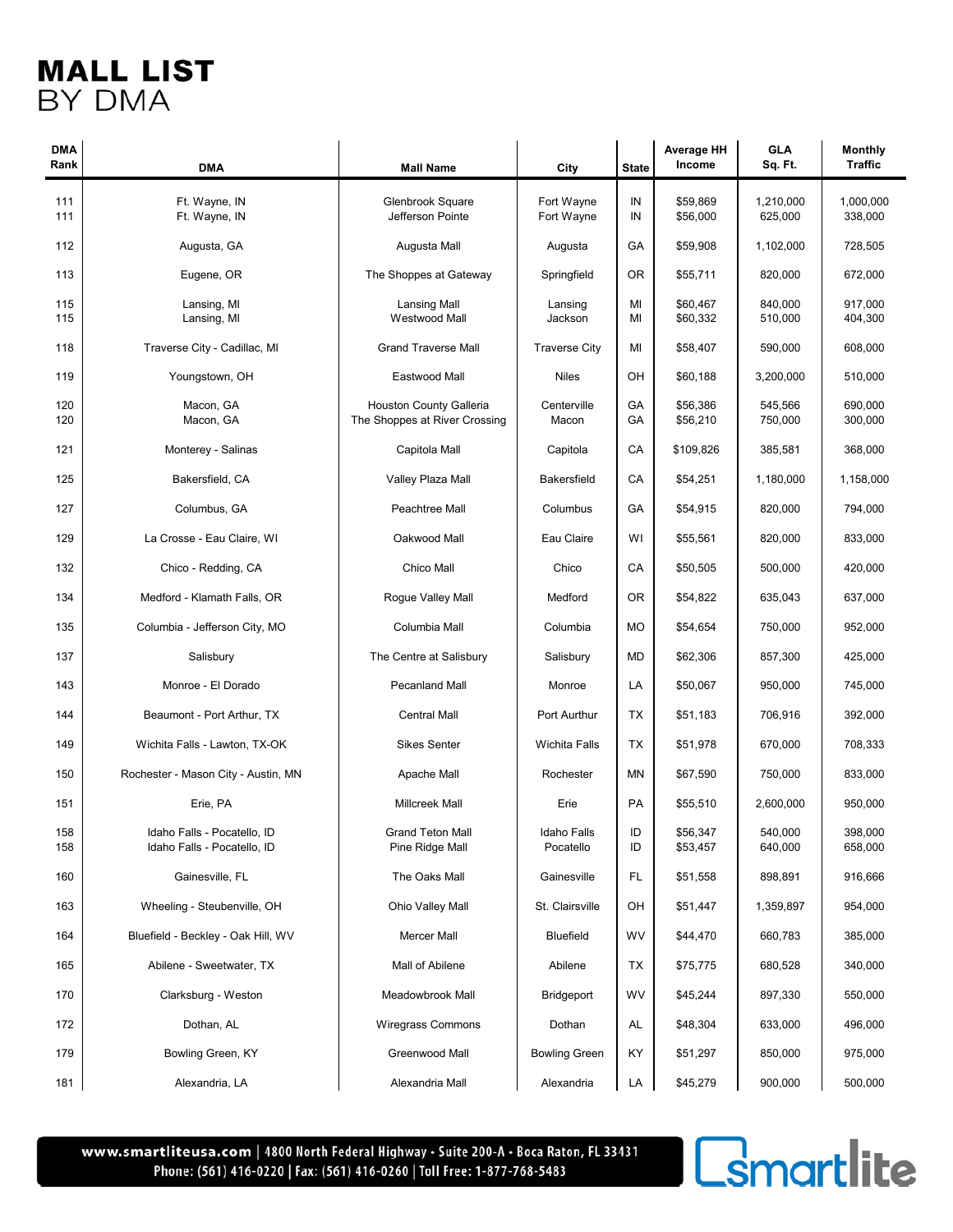# MALL LIST
BY DMA

| DMA Rank | DMA | Mall Name | City | State | Average HH Income | GLA Sq. Ft. | Monthly Traffic |
|---|---|---|---|---|---|---|---|
| 111 | Ft. Wayne, IN | Glenbrook Square | Fort Wayne | IN | $59,869 | 1,210,000 | 1,000,000 |
| 111 | Ft. Wayne, IN | Jefferson Pointe | Fort Wayne | IN | $56,000 | 625,000 | 338,000 |
| 112 | Augusta, GA | Augusta Mall | Augusta | GA | $59,908 | 1,102,000 | 728,505 |
| 113 | Eugene, OR | The Shoppes at Gateway | Springfield | OR | $55,711 | 820,000 | 672,000 |
| 115 | Lansing, MI | Lansing Mall | Lansing | MI | $60,467 | 840,000 | 917,000 |
| 115 | Lansing, MI | Westwood Mall | Jackson | MI | $60,332 | 510,000 | 404,300 |
| 118 | Traverse City - Cadillac, MI | Grand Traverse Mall | Traverse City | MI | $58,407 | 590,000 | 608,000 |
| 119 | Youngstown, OH | Eastwood Mall | Niles | OH | $60,188 | 3,200,000 | 510,000 |
| 120 | Macon, GA | Houston County Galleria | Centerville | GA | $56,386 | 545,566 | 690,000 |
| 120 | Macon, GA | The Shoppes at River Crossing | Macon | GA | $56,210 | 750,000 | 300,000 |
| 121 | Monterey - Salinas | Capitola Mall | Capitola | CA | $109,826 | 385,581 | 368,000 |
| 125 | Bakersfield, CA | Valley Plaza Mall | Bakersfield | CA | $54,251 | 1,180,000 | 1,158,000 |
| 127 | Columbus, GA | Peachtree Mall | Columbus | GA | $54,915 | 820,000 | 794,000 |
| 129 | La Crosse - Eau Claire, WI | Oakwood Mall | Eau Claire | WI | $55,561 | 820,000 | 833,000 |
| 132 | Chico - Redding, CA | Chico Mall | Chico | CA | $50,505 | 500,000 | 420,000 |
| 134 | Medford - Klamath Falls, OR | Rogue Valley Mall | Medford | OR | $54,822 | 635,043 | 637,000 |
| 135 | Columbia - Jefferson City, MO | Columbia Mall | Columbia | MO | $54,654 | 750,000 | 952,000 |
| 137 | Salisbury | The Centre at Salisbury | Salisbury | MD | $62,306 | 857,300 | 425,000 |
| 143 | Monroe - El Dorado | Pecanland Mall | Monroe | LA | $50,067 | 950,000 | 745,000 |
| 144 | Beaumont - Port Arthur, TX | Central Mall | Port Aurthur | TX | $51,183 | 706,916 | 392,000 |
| 149 | Wichita Falls - Lawton, TX-OK | Sikes Senter | Wichita Falls | TX | $51,978 | 670,000 | 708,333 |
| 150 | Rochester - Mason City - Austin, MN | Apache Mall | Rochester | MN | $67,590 | 750,000 | 833,000 |
| 151 | Erie, PA | Millcreek Mall | Erie | PA | $55,510 | 2,600,000 | 950,000 |
| 158 | Idaho Falls - Pocatello, ID | Grand Teton Mall | Idaho Falls | ID | $56,347 | 540,000 | 398,000 |
| 158 | Idaho Falls - Pocatello, ID | Pine Ridge Mall | Pocatello | ID | $53,457 | 640,000 | 658,000 |
| 160 | Gainesville, FL | The Oaks Mall | Gainesville | FL | $51,558 | 898,891 | 916,666 |
| 163 | Wheeling - Steubenville, OH | Ohio Valley Mall | St. Clairsville | OH | $51,447 | 1,359,897 | 954,000 |
| 164 | Bluefield - Beckley - Oak Hill, WV | Mercer Mall | Bluefield | WV | $44,470 | 660,783 | 385,000 |
| 165 | Abilene - Sweetwater, TX | Mall of Abilene | Abilene | TX | $75,775 | 680,528 | 340,000 |
| 170 | Clarksburg - Weston | Meadowbrook Mall | Bridgeport | WV | $45,244 | 897,330 | 550,000 |
| 172 | Dothan, AL | Wiregrass Commons | Dothan | AL | $48,304 | 633,000 | 496,000 |
| 179 | Bowling Green, KY | Greenwood Mall | Bowling Green | KY | $51,297 | 850,000 | 975,000 |
| 181 | Alexandria, LA | Alexandria Mall | Alexandria | LA | $45,279 | 900,000 | 500,000 |

www.smartliteusa.com | 4800 North Federal Highway • Suite 200-A • Boca Raton, FL 33431
Phone: (561) 416-0220 | Fax: (561) 416-0260 | Toll Free: 1-877-768-5483

smartlite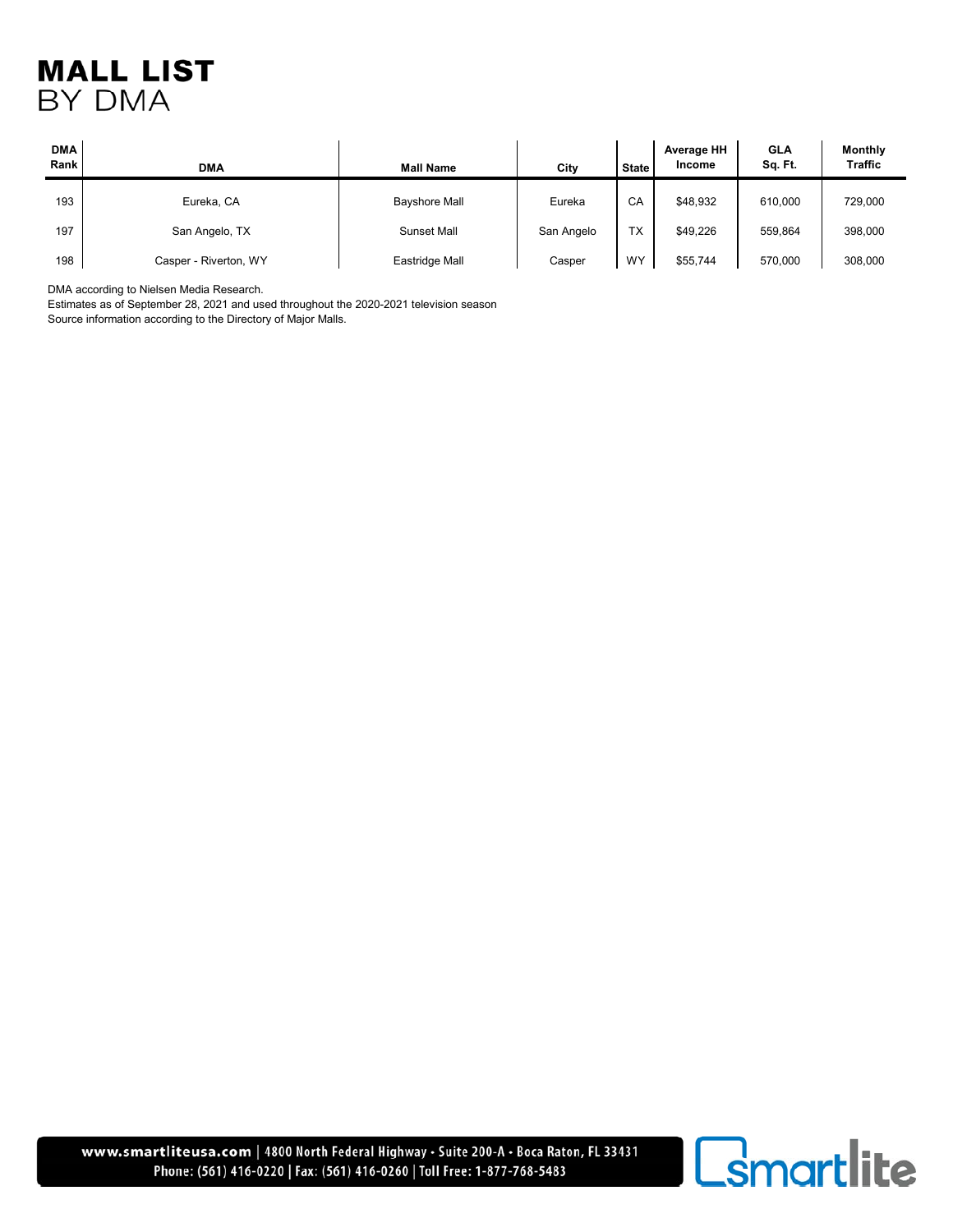# MALL LIST
BY DMA

| DMA Rank | DMA | Mall Name | City | State | Average HH Income | GLA Sq. Ft. | Monthly Traffic |
|---|---|---|---|---|---|---|---|
| 193 | Eureka, CA | Bayshore Mall | Eureka | CA | $48,932 | 610,000 | 729,000 |
| 197 | San Angelo, TX | Sunset Mall | San Angelo | TX | $49,226 | 559,864 | 398,000 |
| 198 | Casper - Riverton, WY | Eastridge Mall | Casper | WY | $55,744 | 570,000 | 308,000 |

DMA according to Nielsen Media Research.
Estimates as of September 28, 2021 and used throughout the 2020-2021 television season
Source information according to the Directory of Major Malls.

**www.smartliteusa.com** | 4800 North Federal Highway • Suite 200-A • Boca Raton, FL 33431
Phone: (561) 416-0220 | Fax: (561) 416-0260 | Toll Free: 1-877-768-5483

smartlite